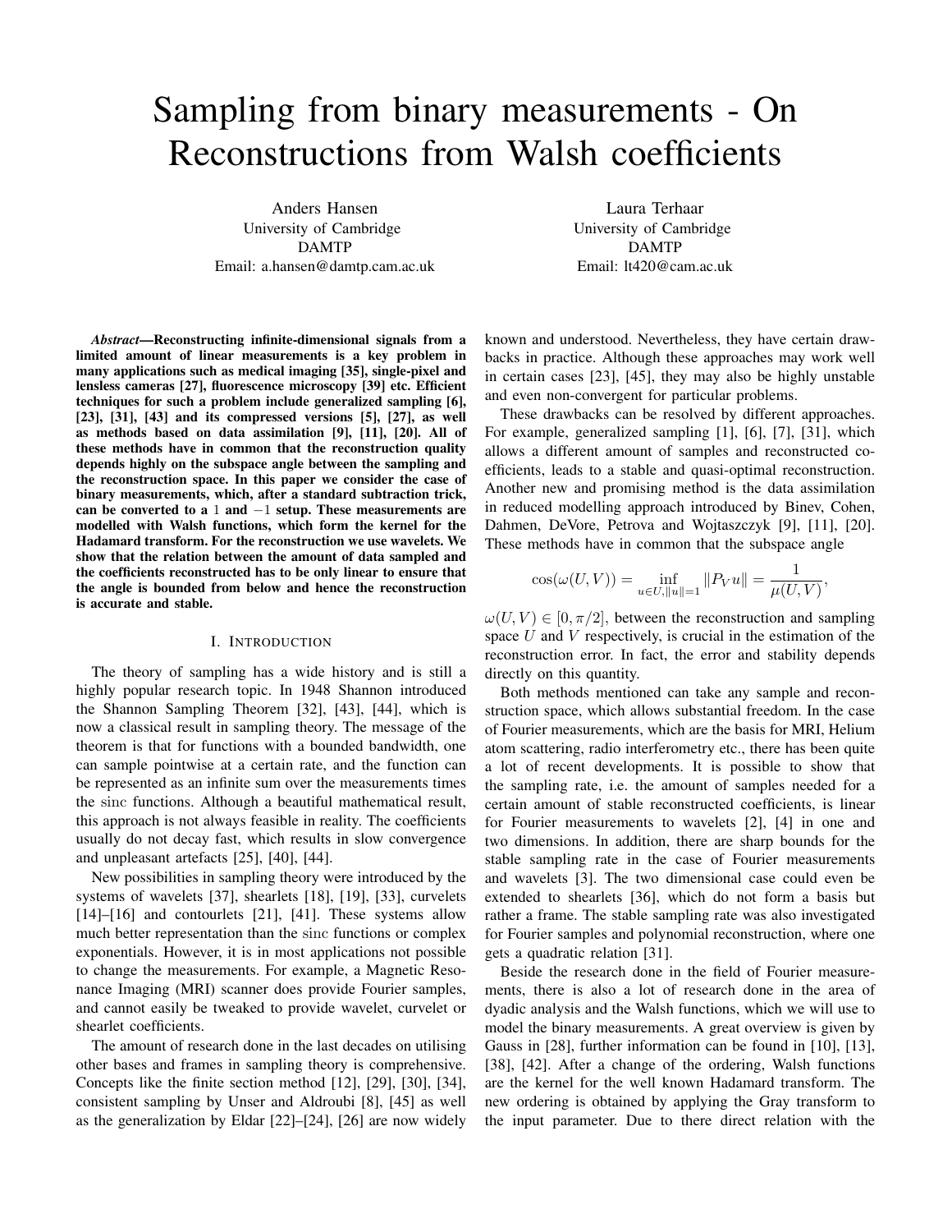# Sampling from binary measurements - On Reconstructions from Walsh coefficients

Anders Hansen
University of Cambridge
DAMTP
Email: a.hansen@damtp.cam.ac.uk

Laura Terhaar
University of Cambridge
DAMTP
Email: lt420@cam.ac.uk

***Abstract*—Reconstructing infinite-dimensional signals from a limited amount of linear measurements is a key problem in many applications such as medical imaging [35], single-pixel and lensless cameras [27], fluorescence microscopy [39] etc. Efficient techniques for such a problem include generalized sampling [6], [23], [31], [43] and its compressed versions [5], [27], as well as methods based on data assimilation [9], [11], [20]. All of these methods have in common that the reconstruction quality depends highly on the subspace angle between the sampling and the reconstruction space. In this paper we consider the case of binary measurements, which, after a standard subtraction trick, can be converted to a $1$ and $-1$ setup. These measurements are modelled with Walsh functions, which form the kernel for the Hadamard transform. For the reconstruction we use wavelets. We show that the relation between the amount of data sampled and the coefficients reconstructed has to be only linear to ensure that the angle is bounded from below and hence the reconstruction is accurate and stable.**

## I. Introduction

The theory of sampling has a wide history and is still a highly popular research topic. In 1948 Shannon introduced the Shannon Sampling Theorem [32], [43], [44], which is now a classical result in sampling theory. The message of the theorem is that for functions with a bounded bandwidth, one can sample pointwise at a certain rate, and the function can be represented as an infinite sum over the measurements times the $\mathrm{sinc}$ functions. Although a beautiful mathematical result, this approach is not always feasible in reality. The coefficients usually do not decay fast, which results in slow convergence and unpleasant artefacts [25], [40], [44].

New possibilities in sampling theory were introduced by the systems of wavelets [37], shearlets [18], [19], [33], curvelets [14]–[16] and contourlets [21], [41]. These systems allow much better representation than the $\mathrm{sinc}$ functions or complex exponentials. However, it is in most applications not possible to change the measurements. For example, a Magnetic Resonance Imaging (MRI) scanner does provide Fourier samples, and cannot easily be tweaked to provide wavelet, curvelet or shearlet coefficients.

The amount of research done in the last decades on utilising other bases and frames in sampling theory is comprehensive. Concepts like the finite section method [12], [29], [30], [34], consistent sampling by Unser and Aldroubi [8], [45] as well as the generalization by Eldar [22]–[24], [26] are now widely known and understood. Nevertheless, they have certain drawbacks in practice. Although these approaches may work well in certain cases [23], [45], they may also be highly unstable and even non-convergent for particular problems.

These drawbacks can be resolved by different approaches. For example, generalized sampling [1], [6], [7], [31], which allows a different amount of samples and reconstructed coefficients, leads to a stable and quasi-optimal reconstruction. Another new and promising method is the data assimilation in reduced modelling approach introduced by Binev, Cohen, Dahmen, DeVore, Petrova and Wojtaszczyk [9], [11], [20]. These methods have in common that the subspace angle

$$\cos(\omega(U,V)) = \inf_{u \in U, \|u\|=1} \|P_V u\| = \frac{1}{\mu(U,V)},$$

$\omega(U,V) \in [0, \pi/2]$, between the reconstruction and sampling space $U$ and $V$ respectively, is crucial in the estimation of the reconstruction error. In fact, the error and stability depends directly on this quantity.

Both methods mentioned can take any sample and reconstruction space, which allows substantial freedom. In the case of Fourier measurements, which are the basis for MRI, Helium atom scattering, radio interferometry etc., there has been quite a lot of recent developments. It is possible to show that the sampling rate, i.e. the amount of samples needed for a certain amount of stable reconstructed coefficients, is linear for Fourier measurements to wavelets [2], [4] in one and two dimensions. In addition, there are sharp bounds for the stable sampling rate in the case of Fourier measurements and wavelets [3]. The two dimensional case could even be extended to shearlets [36], which do not form a basis but rather a frame. The stable sampling rate was also investigated for Fourier samples and polynomial reconstruction, where one gets a quadratic relation [31].

Beside the research done in the field of Fourier measurements, there is also a lot of research done in the area of dyadic analysis and the Walsh functions, which we will use to model the binary measurements. A great overview is given by Gauss in [28], further information can be found in [10], [13], [38], [42]. After a change of the ordering, Walsh functions are the kernel for the well known Hadamard transform. The new ordering is obtained by applying the Gray transform to the input parameter. Due to there direct relation with the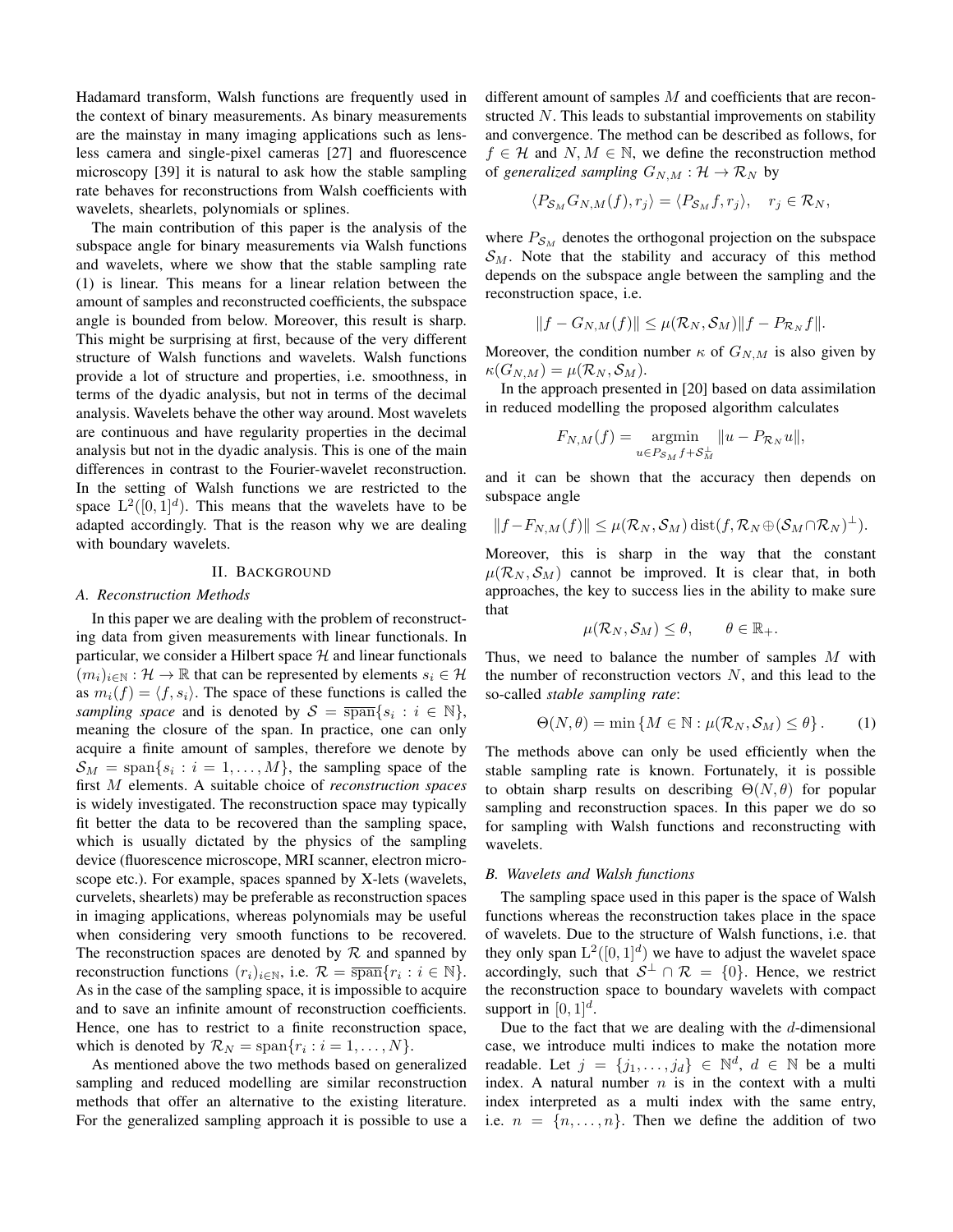Hadamard transform, Walsh functions are frequently used in the context of binary measurements. As binary measurements are the mainstay in many imaging applications such as lensless camera and single-pixel cameras [27] and fluorescence microscopy [39] it is natural to ask how the stable sampling rate behaves for reconstructions from Walsh coefficients with wavelets, shearlets, polynomials or splines.

The main contribution of this paper is the analysis of the subspace angle for binary measurements via Walsh functions and wavelets, where we show that the stable sampling rate (1) is linear. This means for a linear relation between the amount of samples and reconstructed coefficients, the subspace angle is bounded from below. Moreover, this result is sharp. This might be surprising at first, because of the very different structure of Walsh functions and wavelets. Walsh functions provide a lot of structure and properties, i.e. smoothness, in terms of the dyadic analysis, but not in terms of the decimal analysis. Wavelets behave the other way around. Most wavelets are continuous and have regularity properties in the decimal analysis but not in the dyadic analysis. This is one of the main differences in contrast to the Fourier-wavelet reconstruction. In the setting of Walsh functions we are restricted to the space $\mathrm{L}^2([0,1]^d)$. This means that the wavelets have to be adapted accordingly. That is the reason why we are dealing with boundary wavelets.

## II. Background

### A. Reconstruction Methods

In this paper we are dealing with the problem of reconstructing data from given measurements with linear functionals. In particular, we consider a Hilbert space $\mathcal{H}$ and linear functionals $(m_i)_{i\in\mathbb{N}} : \mathcal{H} \to \mathbb{R}$ that can be represented by elements $s_i \in \mathcal{H}$ as $m_i(f) = \langle f, s_i \rangle$. The space of these functions is called the *sampling space* and is denoted by $\mathcal{S} = \overline{\operatorname{span}}\{s_i : i \in \mathbb{N}\}$, meaning the closure of the span. In practice, one can only acquire a finite amount of samples, therefore we denote by $\mathcal{S}_M = \operatorname{span}\{s_i : i = 1, \dots, M\}$, the sampling space of the first $M$ elements. A suitable choice of *reconstruction spaces* is widely investigated. The reconstruction space may typically fit better the data to be recovered than the sampling space, which is usually dictated by the physics of the sampling device (fluorescence microscope, MRI scanner, electron microscope etc.). For example, spaces spanned by X-lets (wavelets, curvelets, shearlets) may be preferable as reconstruction spaces in imaging applications, whereas polynomials may be useful when considering very smooth functions to be recovered. The reconstruction spaces are denoted by $\mathcal{R}$ and spanned by reconstruction functions $(r_i)_{i\in\mathbb{N}}$, i.e. $\mathcal{R} = \overline{\operatorname{span}}\{r_i : i \in \mathbb{N}\}$. As in the case of the sampling space, it is impossible to acquire and to save an infinite amount of reconstruction coefficients. Hence, one has to restrict to a finite reconstruction space, which is denoted by $\mathcal{R}_N = \operatorname{span}\{r_i : i = 1, \dots, N\}$.

As mentioned above the two methods based on generalized sampling and reduced modelling are similar reconstruction methods that offer an alternative to the existing literature. For the generalized sampling approach it is possible to use a different amount of samples $M$ and coefficients that are reconstructed $N$. This leads to substantial improvements on stability and convergence. The method can be described as follows, for $f \in \mathcal{H}$ and $N, M \in \mathbb{N}$, we define the reconstruction method of *generalized sampling* $G_{N,M} : \mathcal{H} \to \mathcal{R}_N$ by

$$\langle P_{\mathcal{S}_M} G_{N,M}(f), r_j \rangle = \langle P_{\mathcal{S}_M} f, r_j \rangle, \quad r_j \in \mathcal{R}_N,$$

where $P_{\mathcal{S}_M}$ denotes the orthogonal projection on the subspace $\mathcal{S}_M$. Note that the stability and accuracy of this method depends on the subspace angle between the sampling and the reconstruction space, i.e.

$$\|f - G_{N,M}(f)\| \le \mu(\mathcal{R}_N, \mathcal{S}_M)\|f - P_{\mathcal{R}_N} f\|.$$

Moreover, the condition number $\kappa$ of $G_{N,M}$ is also given by $\kappa(G_{N,M}) = \mu(\mathcal{R}_N, \mathcal{S}_M)$.

In the approach presented in [20] based on data assimilation in reduced modelling the proposed algorithm calculates

$$F_{N,M}(f) = \underset{u \in P_{\mathcal{S}_M} f + \mathcal{S}_M^\perp}{\operatorname{argmin}} \|u - P_{\mathcal{R}_N} u\|,$$

and it can be shown that the accuracy then depends on subspace angle

$$\|f - F_{N,M}(f)\| \le \mu(\mathcal{R}_N, \mathcal{S}_M) \operatorname{dist}(f, \mathcal{R}_N \oplus (\mathcal{S}_M \cap \mathcal{R}_N)^\perp).$$

Moreover, this is sharp in the way that the constant $\mu(\mathcal{R}_N, \mathcal{S}_M)$ cannot be improved. It is clear that, in both approaches, the key to success lies in the ability to make sure that

$$\mu(\mathcal{R}_N, \mathcal{S}_M) \le \theta, \qquad \theta \in \mathbb{R}_+.$$

Thus, we need to balance the number of samples $M$ with the number of reconstruction vectors $N$, and this lead to the so-called *stable sampling rate*:

$$\Theta(N, \theta) = \min\{M \in \mathbb{N} : \mu(\mathcal{R}_N, \mathcal{S}_M) \le \theta\}. \qquad (1)$$

The methods above can only be used efficiently when the stable sampling rate is known. Fortunately, it is possible to obtain sharp results on describing $\Theta(N, \theta)$ for popular sampling and reconstruction spaces. In this paper we do so for sampling with Walsh functions and reconstructing with wavelets.

### B. Wavelets and Walsh functions

The sampling space used in this paper is the space of Walsh functions whereas the reconstruction takes place in the space of wavelets. Due to the structure of Walsh functions, i.e. that they only span $\mathrm{L}^2([0,1]^d)$ we have to adjust the wavelet space accordingly, such that $\mathcal{S}^\perp \cap \mathcal{R} = \{0\}$. Hence, we restrict the reconstruction space to boundary wavelets with compact support in $[0,1]^d$.

Due to the fact that we are dealing with the $d$-dimensional case, we introduce multi indices to make the notation more readable. Let $j = \{j_1, \dots, j_d\} \in \mathbb{N}^d$, $d \in \mathbb{N}$ be a multi index. A natural number $n$ is in the context with a multi index interpreted as a multi index with the same entry, i.e. $n = \{n, \dots, n\}$. Then we define the addition of two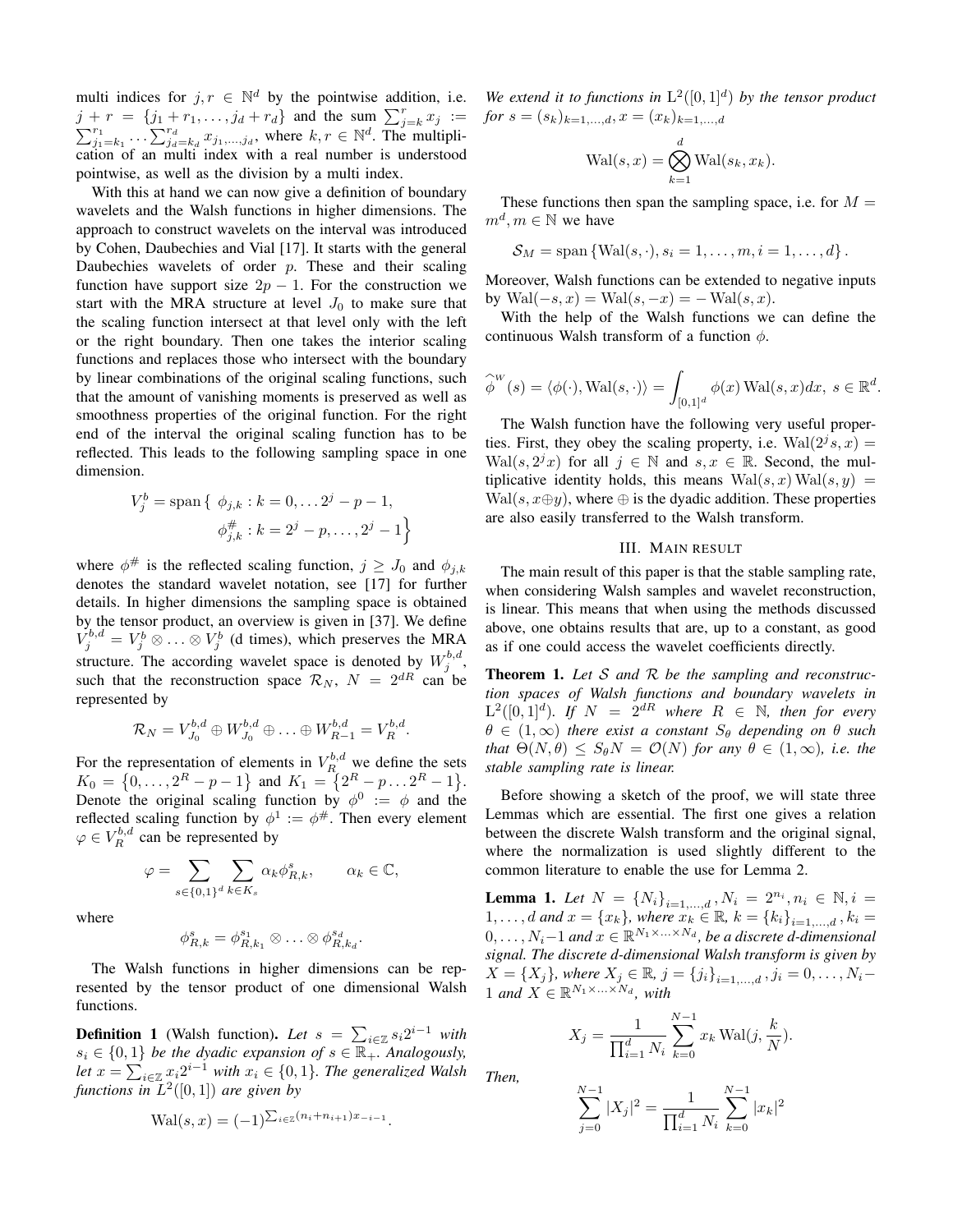multi indices for $j, r \in \mathbb{N}^d$ by the pointwise addition, i.e. $j + r = \{j_1 + r_1, \ldots, j_d + r_d\}$ and the sum $\sum_{j=k}^{r} x_j := \sum_{j_1=k_1}^{r_1} \cdots \sum_{j_d=k_d}^{r_d} x_{j_1,\ldots,j_d}$, where $k, r \in \mathbb{N}^d$. The multiplication of an multi index with a real number is understood pointwise, as well as the division by a multi index.

With this at hand we can now give a definition of boundary wavelets and the Walsh functions in higher dimensions. The approach to construct wavelets on the interval was introduced by Cohen, Daubechies and Vial [17]. It starts with the general Daubechies wavelets of order $p$. These and their scaling function have support size $2p-1$. For the construction we start with the MRA structure at level $J_0$ to make sure that the scaling function intersect at that level only with the left or the right boundary. Then one takes the interior scaling functions and replaces those who intersect with the boundary by linear combinations of the original scaling functions, such that the amount of vanishing moments is preserved as well as smoothness properties of the original function. For the right end of the interval the original scaling function has to be reflected. This leads to the following sampling space in one dimension.

$$V_j^b = \operatorname{span}\{\ \phi_{j,k} : k = 0, \ldots 2^j - p - 1, \\ \phi_{j,k}^{\#} : k = 2^j - p, \ldots, 2^j - 1\Big\}$$

where $\phi^{\#}$ is the reflected scaling function, $j \geq J_0$ and $\phi_{j,k}$ denotes the standard wavelet notation, see [17] for further details. In higher dimensions the sampling space is obtained by the tensor product, an overview is given in [37]. We define $V_j^{b,d} = V_j^b \otimes \ldots \otimes V_j^b$ (d times), which preserves the MRA structure. The according wavelet space is denoted by $W_j^{b,d}$, such that the reconstruction space $\mathcal{R}_N$, $N = 2^{dR}$ can be represented by

$$\mathcal{R}_N = V_{J_0}^{b,d} \oplus W_{J_0}^{b,d} \oplus \ldots \oplus W_{R-1}^{b,d} = V_R^{b,d}.$$

For the representation of elements in $V_R^{b,d}$ we define the sets $K_0 = \{0, \ldots, 2^R - p - 1\}$ and $K_1 = \{2^R - p \ldots 2^R - 1\}$. Denote the original scaling function by $\phi^0 := \phi$ and the reflected scaling function by $\phi^1 := \phi^{\#}$. Then every element $\varphi \in V_R^{b,d}$ can be represented by

$$\varphi = \sum_{s \in \{0,1\}^d} \sum_{k \in K_s} \alpha_k \phi_{R,k}^s, \qquad \alpha_k \in \mathbb{C},$$

where

$$\phi_{R,k}^s = \phi_{R,k_1}^{s_1} \otimes \ldots \otimes \phi_{R,k_d}^{s_d}.$$

The Walsh functions in higher dimensions can be represented by the tensor product of one dimensional Walsh functions.

**Definition 1** (Walsh function). *Let $s = \sum_{i\in\mathbb{Z}} s_i 2^{i-1}$ with $s_i \in \{0,1\}$ be the dyadic expansion of $s \in \mathbb{R}_+$. Analogously, let $x = \sum_{i\in\mathbb{Z}} x_i 2^{i-1}$ with $x_i \in \{0,1\}$. The generalized Walsh functions in $L^2([0,1])$ are given by*

$$\mathrm{Wal}(s,x) = (-1)^{\sum_{i\in\mathbb{Z}}(n_i + n_{i+1})x_{-i-1}}.$$

*We extend it to functions in $\mathrm{L}^2([0,1]^d)$ by the tensor product for $s = (s_k)_{k=1,\ldots,d}, x = (x_k)_{k=1,\ldots,d}$*

$$\mathrm{Wal}(s,x) = \bigotimes_{k=1}^{d} \mathrm{Wal}(s_k, x_k).$$

These functions then span the sampling space, i.e. for $M = m^d, m \in \mathbb{N}$ we have

$$\mathcal{S}_M = \operatorname{span}\{\mathrm{Wal}(s,\cdot), s_i = 1, \ldots, m, i = 1, \ldots, d\}.$$

Moreover, Walsh functions can be extended to negative inputs by $\mathrm{Wal}(-s,x) = \mathrm{Wal}(s,-x) = -\mathrm{Wal}(s,x)$.

With the help of the Walsh functions we can define the continuous Walsh transform of a function $\phi$.

$$\widehat{\phi}^{W}(s) = \langle \phi(\cdot), \mathrm{Wal}(s,\cdot)\rangle = \int_{[0,1]^d} \phi(x)\,\mathrm{Wal}(s,x)dx,\ s \in \mathbb{R}^d.$$

The Walsh function have the following very useful properties. First, they obey the scaling property, i.e. $\mathrm{Wal}(2^j s, x) = \mathrm{Wal}(s, 2^j x)$ for all $j \in \mathbb{N}$ and $s, x \in \mathbb{R}$. Second, the multiplicative identity holds, this means $\mathrm{Wal}(s,x)\,\mathrm{Wal}(s,y) = \mathrm{Wal}(s, x \oplus y)$, where $\oplus$ is the dyadic addition. These properties are also easily transferred to the Walsh transform.

## III. Main result

The main result of this paper is that the stable sampling rate, when considering Walsh samples and wavelet reconstruction, is linear. This means that when using the methods discussed above, one obtains results that are, up to a constant, as good as if one could access the wavelet coefficients directly.

**Theorem 1.** *Let $\mathcal{S}$ and $\mathcal{R}$ be the sampling and reconstruction spaces of Walsh functions and boundary wavelets in $\mathrm{L}^2([0,1]^d)$. If $N = 2^{dR}$ where $R \in \mathbb{N}$, then for every $\theta \in (1,\infty)$ there exist a constant $S_\theta$ depending on $\theta$ such that $\Theta(N,\theta) \leq S_\theta N = \mathcal{O}(N)$ for any $\theta \in (1,\infty)$, i.e. the stable sampling rate is linear.*

Before showing a sketch of the proof, we will state three Lemmas which are essential. The first one gives a relation between the discrete Walsh transform and the original signal, where the normalization is used slightly different to the common literature to enable the use for Lemma 2.

**Lemma 1.** *Let $N = \{N_i\}_{i=1,\ldots,d}, N_i = 2^{n_i}, n_i \in \mathbb{N}, i = 1,\ldots,d$ and $x = \{x_k\}$, where $x_k \in \mathbb{R}$, $k = \{k_i\}_{i=1,\ldots,d}, k_i = 0,\ldots,N_i - 1$ and $x \in \mathbb{R}^{N_1\times\ldots\times N_d}$, be a discrete d-dimensional signal. The discrete d-dimensional Walsh transform is given by $X = \{X_j\}$, where $X_j \in \mathbb{R}$, $j = \{j_i\}_{i=1,\ldots,d}, j_i = 0,\ldots,N_i - 1$ and $X \in \mathbb{R}^{N_1\times\ldots\times N_d}$, with*

$$X_j = \frac{1}{\prod_{i=1}^{d} N_i} \sum_{k=0}^{N-1} x_k\,\mathrm{Wal}(j, \frac{k}{N}).$$

*Then,*

$$\sum_{j=0}^{N-1} |X_j|^2 = \frac{1}{\prod_{i=1}^{d} N_i} \sum_{k=0}^{N-1} |x_k|^2$$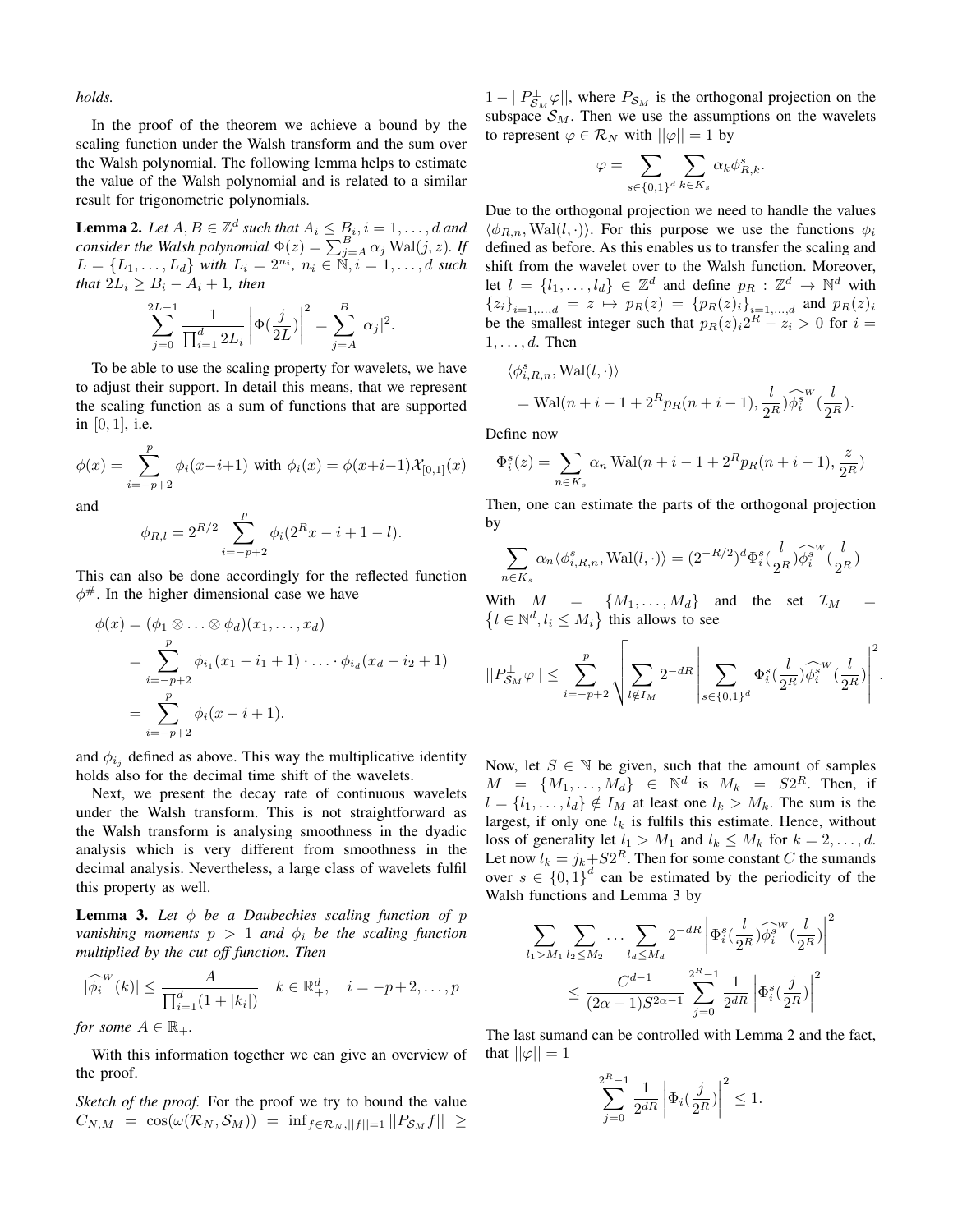*holds.*

In the proof of the theorem we achieve a bound by the scaling function under the Walsh transform and the sum over the Walsh polynomial. The following lemma helps to estimate the value of the Walsh polynomial and is related to a similar result for trigonometric polynomials.

**Lemma 2.** *Let $A, B \in \mathbb{Z}^d$ such that $A_i \leq B_i, i = 1, \ldots, d$ and consider the Walsh polynomial $\Phi(z) = \sum_{j=A}^{B} \alpha_j \operatorname{Wal}(j, z)$. If $L = \{L_1, \ldots, L_d\}$ with $L_i = 2^{n_i}$, $n_i \in \mathbb{N}, i = 1, \ldots, d$ such that $2L_i \geq B_i - A_i + 1$, then*

$$\sum_{j=0}^{2L-1} \frac{1}{\prod_{i=1}^{d} 2L_i} \left| \Phi(\frac{j}{2L}) \right|^2 = \sum_{j=A}^{B} |\alpha_j|^2.$$

To be able to use the scaling property for wavelets, we have to adjust their support. In detail this means, that we represent the scaling function as a sum of functions that are supported in $[0, 1]$, i.e.

$$\phi(x) = \sum_{i=-p+2}^{p} \phi_i(x-i+1) \text{ with } \phi_i(x) = \phi(x+i-1)\mathcal{X}_{[0,1]}(x)$$

and

$$\phi_{R,l} = 2^{R/2} \sum_{i=-p+2}^{p} \phi_i(2^R x - i + 1 - l).$$

This can also be done accordingly for the reflected function $\phi^{\#}$. In the higher dimensional case we have

$$\begin{aligned}
\phi(x) &= (\phi_1 \otimes \ldots \otimes \phi_d)(x_1, \ldots, x_d) \\
&= \sum_{i=-p+2}^{p} \phi_{i_1}(x_1 - i_1 + 1) \cdot \ldots \cdot \phi_{i_d}(x_d - i_2 + 1) \\
&= \sum_{i=-p+2}^{p} \phi_i(x - i + 1).
\end{aligned}$$

and $\phi_{i_j}$ defined as above. This way the multiplicative identity holds also for the decimal time shift of the wavelets.

Next, we present the decay rate of continuous wavelets under the Walsh transform. This is not straightforward as the Walsh transform is analysing smoothness in the dyadic analysis which is very different from smoothness in the decimal analysis. Nevertheless, a large class of wavelets fulfil this property as well.

**Lemma 3.** *Let $\phi$ be a Daubechies scaling function of $p$ vanishing moments $p > 1$ and $\phi_i$ be the scaling function multiplied by the cut off function. Then*

$$|\widehat{\phi_i}^W(k)| \leq \frac{A}{\prod_{i=1}^{d}(1 + |k_i|)} \quad k \in \mathbb{R}_+^d, \quad i = -p+2, \ldots, p$$

*for some $A \in \mathbb{R}_+$.*

With this information together we can give an overview of the proof.

*Sketch of the proof.* For the proof we try to bound the value $C_{N,M} = \cos(\omega(\mathcal{R}_N, \mathcal{S}_M)) = \inf_{f \in \mathcal{R}_N, ||f||=1} ||P_{\mathcal{S}_M} f|| \geq 1 - ||P_{\mathcal{S}_M}^{\perp} \varphi||$, where $P_{\mathcal{S}_M}$ is the orthogonal projection on the subspace $\mathcal{S}_M$. Then we use the assumptions on the wavelets to represent $\varphi \in \mathcal{R}_N$ with $||\varphi|| = 1$ by

$$\varphi = \sum_{s \in \{0,1\}^d} \sum_{k \in K_s} \alpha_k \phi_{R,k}^s.$$

Due to the orthogonal projection we need to handle the values $\langle \phi_{R,n}, \operatorname{Wal}(l, \cdot) \rangle$. For this purpose we use the functions $\phi_i$ defined as before. As this enables us to transfer the scaling and shift from the wavelet over to the Walsh function. Moreover, let $l = \{l_1, \ldots, l_d\} \in \mathbb{Z}^d$ and define $p_R : \mathbb{Z}^d \to \mathbb{N}^d$ with $\{z_i\}_{i=1,\ldots,d} = z \mapsto p_R(z) = \{p_R(z)_i\}_{i=1,\ldots,d}$ and $p_R(z)_i$ be the smallest integer such that $p_R(z)_i 2^R - z_i > 0$ for $i = 1, \ldots, d$. Then

$$\begin{aligned}
&\langle \phi_{i,R,n}^s, \operatorname{Wal}(l, \cdot) \rangle \\
&= \operatorname{Wal}(n + i - 1 + 2^R p_R(n + i - 1), \frac{l}{2^R}) \widehat{\phi_i^s}^W(\frac{l}{2^R}).
\end{aligned}$$

Define now

$$\Phi_i^s(z) = \sum_{n \in K_s} \alpha_n \operatorname{Wal}(n + i - 1 + 2^R p_R(n + i - 1), \frac{z}{2^R})$$

Then, one can estimate the parts of the orthogonal projection by

$$\sum_{n \in K_s} \alpha_n \langle \phi_{i,R,n}^s, \operatorname{Wal}(l, \cdot) \rangle = (2^{-R/2})^d \Phi_i^s(\frac{l}{2^R}) \widehat{\phi_i^s}^W(\frac{l}{2^R})$$

With $M = \{M_1, \ldots, M_d\}$ and the set $\mathcal{I}_M = \{l \in \mathbb{N}^d, l_i \leq M_i\}$ this allows to see

$$||P_{\mathcal{S}_M}^{\perp} \varphi|| \leq \sum_{i=-p+2}^{p} \sqrt{\sum_{l \notin I_M} 2^{-dR} \left| \sum_{s \in \{0,1\}^d} \Phi_i^s(\frac{l}{2^R}) \widehat{\phi_i^s}^W(\frac{l}{2^R}) \right|^2}.$$

Now, let $S \in \mathbb{N}$ be given, such that the amount of samples $M = \{M_1, \ldots, M_d\} \in \mathbb{N}^d$ is $M_k = S2^R$. Then, if $l = \{l_1, \ldots, l_d\} \notin I_M$ at least one $l_k > M_k$. The sum is the largest, if only one $l_k$ is fulfils this estimate. Hence, without loss of generality let $l_1 > M_1$ and $l_k \leq M_k$ for $k = 2, \ldots, d$. Let now $l_k = j_k + S2^R$. Then for some constant $C$ the sumands over $s \in \{0,1\}^d$ can be estimated by the periodicity of the Walsh functions and Lemma 3 by

$$\begin{aligned}
&\sum_{l_1 > M_1} \sum_{l_2 \leq M_2} \cdots \sum_{l_d \leq M_d} 2^{-dR} \left| \Phi_i^s(\frac{l}{2^R}) \widehat{\phi_i^s}^W(\frac{l}{2^R}) \right|^2 \\
&\leq \frac{C^{d-1}}{(2\alpha - 1) S^{2\alpha - 1}} \sum_{j=0}^{2^R - 1} \frac{1}{2^{dR}} \left| \Phi_i^s(\frac{j}{2^R}) \right|^2
\end{aligned}$$

The last sumand can be controlled with Lemma 2 and the fact, that $||\varphi|| = 1$

$$\sum_{j=0}^{2^R-1} \frac{1}{2^{dR}} \left| \Phi_i(\frac{j}{2^R}) \right|^2 \leq 1.$$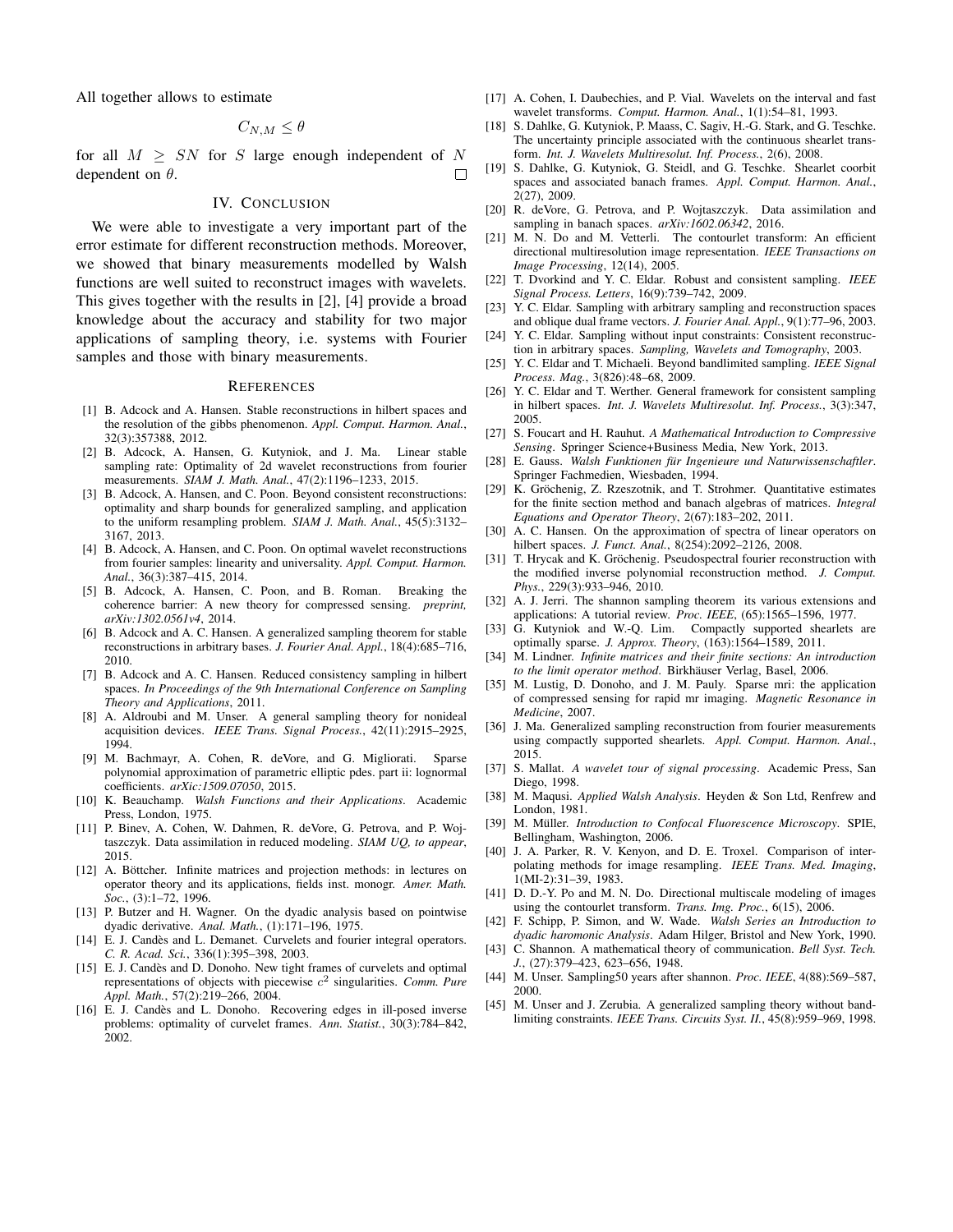All together allows to estimate

$$C_{N,M} \leq \theta$$

for all $M \geq SN$ for $S$ large enough independent of $N$ dependent on $\theta$. $\square$

## IV. Conclusion

We were able to investigate a very important part of the error estimate for different reconstruction methods. Moreover, we showed that binary measurements modelled by Walsh functions are well suited to reconstruct images with wavelets. This gives together with the results in [2], [4] provide a broad knowledge about the accuracy and stability for two major applications of sampling theory, i.e. systems with Fourier samples and those with binary measurements.

## References

[1] B. Adcock and A. Hansen. Stable reconstructions in hilbert spaces and the resolution of the gibbs phenomenon. *Appl. Comput. Harmon. Anal.*, 32(3):357388, 2012.

[2] B. Adcock, A. Hansen, G. Kutyniok, and J. Ma. Linear stable sampling rate: Optimality of 2d wavelet reconstructions from fourier measurements. *SIAM J. Math. Anal.*, 47(2):1196–1233, 2015.

[3] B. Adcock, A. Hansen, and C. Poon. Beyond consistent reconstructions: optimality and sharp bounds for generalized sampling, and application to the uniform resampling problem. *SIAM J. Math. Anal.*, 45(5):3132–3167, 2013.

[4] B. Adcock, A. Hansen, and C. Poon. On optimal wavelet reconstructions from fourier samples: linearity and universality. *Appl. Comput. Harmon. Anal.*, 36(3):387–415, 2014.

[5] B. Adcock, A. Hansen, C. Poon, and B. Roman. Breaking the coherence barrier: A new theory for compressed sensing. *preprint, arXiv:1302.0561v4*, 2014.

[6] B. Adcock and A. C. Hansen. A generalized sampling theorem for stable reconstructions in arbitrary bases. *J. Fourier Anal. Appl.*, 18(4):685–716, 2010.

[7] B. Adcock and A. C. Hansen. Reduced consistency sampling in hilbert spaces. *In Proceedings of the 9th International Conference on Sampling Theory and Applications*, 2011.

[8] A. Aldroubi and M. Unser. A general sampling theory for nonideal acquisition devices. *IEEE Trans. Signal Process.*, 42(11):2915–2925, 1994.

[9] M. Bachmayr, A. Cohen, R. deVore, and G. Migliorati. Sparse polynomial approximation of parametric elliptic pdes. part ii: lognormal coefficients. *arXic:1509.07050*, 2015.

[10] K. Beauchamp. *Walsh Functions and their Applications*. Academic Press, London, 1975.

[11] P. Binev, A. Cohen, W. Dahmen, R. deVore, G. Petrova, and P. Wojtaszczyk. Data assimilation in reduced modeling. *SIAM UQ, to appear*, 2015.

[12] A. Böttcher. Infinite matrices and projection methods: in lectures on operator theory and its applications, fields inst. monogr. *Amer. Math. Soc.*, (3):1–72, 1996.

[13] P. Butzer and H. Wagner. On the dyadic analysis based on pointwise dyadic derivative. *Anal. Math.*, (1):171–196, 1975.

[14] E. J. Candès and L. Demanet. Curvelets and fourier integral operators. *C. R. Acad. Sci.*, 336(1):395–398, 2003.

[15] E. J. Candès and D. Donoho. New tight frames of curvelets and optimal representations of objects with piecewise $c^2$ singularities. *Comm. Pure Appl. Math.*, 57(2):219–266, 2004.

[16] E. J. Candès and L. Donoho. Recovering edges in ill-posed inverse problems: optimality of curvelet frames. *Ann. Statist.*, 30(3):784–842, 2002.

[17] A. Cohen, I. Daubechies, and P. Vial. Wavelets on the interval and fast wavelet transforms. *Comput. Harmon. Anal.*, 1(1):54–81, 1993.

[18] S. Dahlke, G. Kutyniok, P. Maass, C. Sagiv, H.-G. Stark, and G. Teschke. The uncertainty principle associated with the continuous shearlet transform. *Int. J. Wavelets Multiresolut. Inf. Process.*, 2(6), 2008.

[19] S. Dahlke, G. Kutyniok, G. Steidl, and G. Teschke. Shearlet coorbit spaces and associated banach frames. *Appl. Comput. Harmon. Anal.*, 2(27), 2009.

[20] R. deVore, G. Petrova, and P. Wojtaszczyk. Data assimilation and sampling in banach spaces. *arXiv:1602.06342*, 2016.

[21] M. N. Do and M. Vetterli. The contourlet transform: An efficient directional multiresolution image representation. *IEEE Transactions on Image Processing*, 12(14), 2005.

[22] T. Dvorkind and Y. C. Eldar. Robust and consistent sampling. *IEEE Signal Process. Letters*, 16(9):739–742, 2009.

[23] Y. C. Eldar. Sampling with arbitrary sampling and reconstruction spaces and oblique dual frame vectors. *J. Fourier Anal. Appl.*, 9(1):77–96, 2003.

[24] Y. C. Eldar. Sampling without input constraints: Consistent reconstruction in arbitrary spaces. *Sampling, Wavelets and Tomography*, 2003.

[25] Y. C. Eldar and T. Michaeli. Beyond bandlimited sampling. *IEEE Signal Process. Mag.*, 3(826):48–68, 2009.

[26] Y. C. Eldar and T. Werther. General framework for consistent sampling in hilbert spaces. *Int. J. Wavelets Multiresolut. Inf. Process.*, 3(3):347, 2005.

[27] S. Foucart and H. Rauhut. *A Mathematical Introduction to Compressive Sensing*. Springer Science+Business Media, New York, 2013.

[28] E. Gauss. *Walsh Funktionen für Ingenieure und Naturwissenschaftler*. Springer Fachmedien, Wiesbaden, 1994.

[29] K. Gröchenig, Z. Rzeszotnik, and T. Strohmer. Quantitative estimates for the finite section method and banach algebras of matrices. *Integral Equations and Operator Theory*, 2(67):183–202, 2011.

[30] A. C. Hansen. On the approximation of spectra of linear operators on hilbert spaces. *J. Funct. Anal.*, 8(254):2092–2126, 2008.

[31] T. Hrycak and K. Gröchenig. Pseudospectral fourier reconstruction with the modified inverse polynomial reconstruction method. *J. Comput. Phys.*, 229(3):933–946, 2010.

[32] A. J. Jerri. The shannon sampling theorem its various extensions and applications: A tutorial review. *Proc. IEEE*, (65):1565–1596, 1977.

[33] G. Kutyniok and W.-Q. Lim. Compactly supported shearlets are optimally sparse. *J. Approx. Theory*, (163):1564–1589, 2011.

[34] M. Lindner. *Infinite matrices and their finite sections: An introduction to the limit operator method*. Birkhäuser Verlag, Basel, 2006.

[35] M. Lustig, D. Donoho, and J. M. Pauly. Sparse mri: the application of compressed sensing for rapid mr imaging. *Magnetic Resonance in Medicine*, 2007.

[36] J. Ma. Generalized sampling reconstruction from fourier measurements using compactly supported shearlets. *Appl. Comput. Harmon. Anal.*, 2015.

[37] S. Mallat. *A wavelet tour of signal processing*. Academic Press, San Diego, 1998.

[38] M. Maqusi. *Applied Walsh Analysis*. Heyden & Son Ltd, Renfrew and London, 1981.

[39] M. Müller. *Introduction to Confocal Fluorescence Microscopy*. SPIE, Bellingham, Washington, 2006.

[40] J. A. Parker, R. V. Kenyon, and D. E. Troxel. Comparison of interpolating methods for image resampling. *IEEE Trans. Med. Imaging*, 1(MI-2):31–39, 1983.

[41] D. D.-Y. Po and M. N. Do. Directional multiscale modeling of images using the contourlet transform. *Trans. Img. Proc.*, 6(15), 2006.

[42] F. Schipp, P. Simon, and W. Wade. *Walsh Series an Introduction to dyadic haromonic Analysis*. Adam Hilger, Bristol and New York, 1990.

[43] C. Shannon. A mathematical theory of communication. *Bell Syst. Tech. J.*, (27):379–423, 623–656, 1948.

[44] M. Unser. Sampling50 years after shannon. *Proc. IEEE*, 4(88):569–587, 2000.

[45] M. Unser and J. Zerubia. A generalized sampling theory without bandlimiting constraints. *IEEE Trans. Circuits Syst. II.*, 45(8):959–969, 1998.